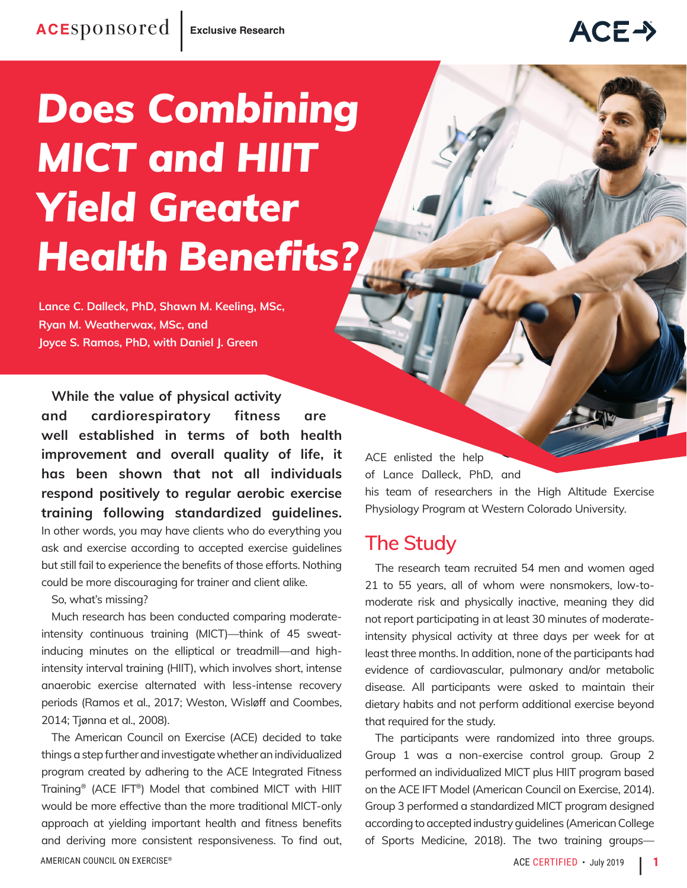# Does Combining MICT and HIIT Yield Greater Health Benefits?

**Lance C. Dalleck, PhD, Shawn M. Keeling, MSc, Ryan M. Weatherwax, MSc, and Joyce S. Ramos, PhD, with Daniel J. Green**

**While the value of physical activity and cardiorespiratory fitness are well established in terms of both health improvement and overall quality of life, it has been shown that not all individuals respond positively to regular aerobic exercise training following standardized guidelines.** In other words, you may have clients who do everything you ask and exercise according to accepted exercise guidelines but still fail to experience the benefits of those efforts. Nothing could be more discouraging for trainer and client alike.

So, what's missing?

Much research has been conducted comparing moderate-intensity continuous training (MICT)—think of 45 sweat-inducing minutes on the elliptical or treadmill—and high-intensity interval training (HIIT), which involves short, intense anaerobic exercise alternated with less-intense recovery periods (Ramos et al., 2017; Weston, Wisløff and Coombes, 2014; Tjønna et al., 2008).

The American Council on Exercise (ACE) decided to take things a step further and investigate whether an individualized program created by adhering to the ACE Integrated Fitness Training® (ACE IFT®) Model that combined MICT with HIIT would be more effective than the more traditional MICT-only approach at yielding important health and fitness benefits and deriving more consistent responsiveness. To find out, ACE enlisted the help of Lance Dalleck, PhD, and his team of researchers in the High Altitude Exercise Physiology Program at Western Colorado University.

## The Study

The research team recruited 54 men and women aged 21 to 55 years, all of whom were nonsmokers, low-to-moderate risk and physically inactive, meaning they did not report participating in at least 30 minutes of moderate-intensity physical activity at three days per week for at least three months. In addition, none of the participants had evidence of cardiovascular, pulmonary and/or metabolic disease. All participants were asked to maintain their dietary habits and not perform additional exercise beyond that required for the study.

The participants were randomized into three groups. Group 1 was a non-exercise control group. Group 2 performed an individualized MICT plus HIIT program based on the ACE IFT Model (American Council on Exercise, 2014). Group 3 performed a standardized MICT program designed according to accepted industry guidelines (American College of Sports Medicine, 2018). The two training groups—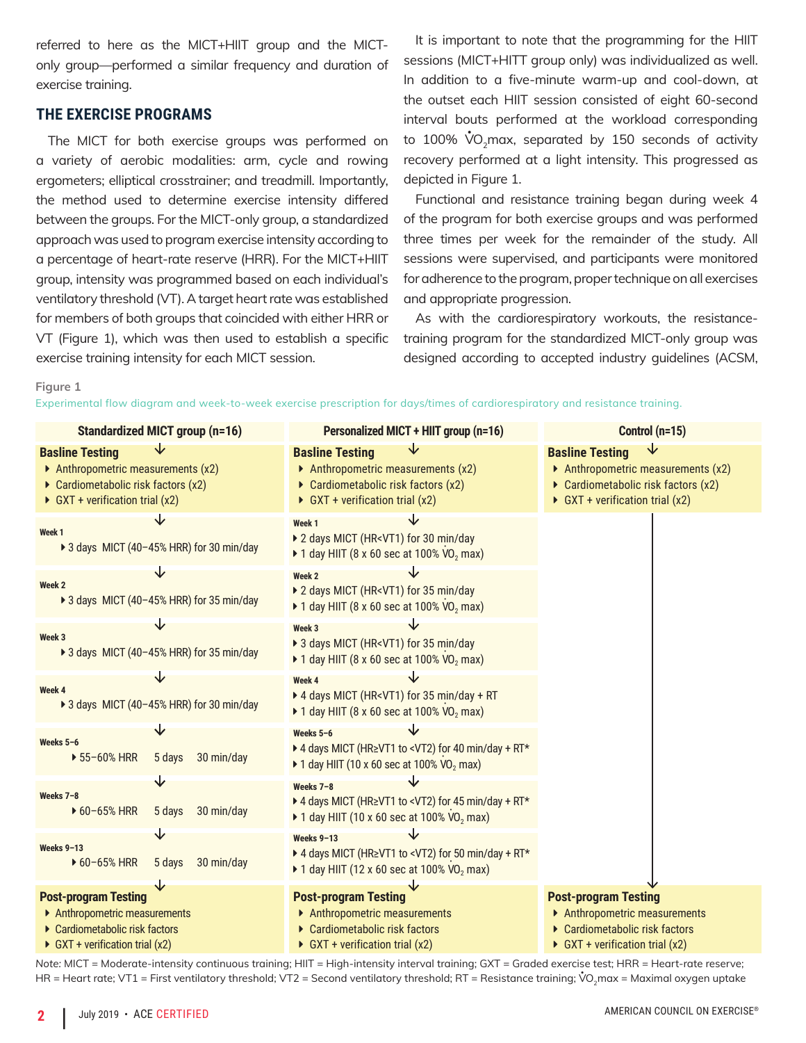referred to here as the MICT+HIIT group and the MICT-only group—performed a similar frequency and duration of exercise training.

## THE EXERCISE PROGRAMS

The MICT for both exercise groups was performed on a variety of aerobic modalities: arm, cycle and rowing ergometers; elliptical crosstrainer; and treadmill. Importantly, the method used to determine exercise intensity differed between the groups. For the MICT-only group, a standardized approach was used to program exercise intensity according to a percentage of heart-rate reserve (HRR). For the MICT+HIIT group, intensity was programmed based on each individual's ventilatory threshold (VT). A target heart rate was established for members of both groups that coincided with either HRR or VT (Figure 1), which was then used to establish a specific exercise training intensity for each MICT session.

It is important to note that the programming for the HIIT sessions (MICT+HITT group only) was individualized as well. In addition to a five-minute warm-up and cool-down, at the outset each HIIT session consisted of eight 60-second interval bouts performed at the workload corresponding to 100% $\dot{V}O_2$max, separated by 150 seconds of activity recovery performed at a light intensity. This progressed as depicted in Figure 1.

Functional and resistance training began during week 4 of the program for both exercise groups and was performed three times per week for the remainder of the study. All sessions were supervised, and participants were monitored for adherence to the program, proper technique on all exercises and appropriate progression.

As with the cardiorespiratory workouts, the resistance-training program for the standardized MICT-only group was designed according to accepted industry guidelines (ACSM,

**Figure 1**

Experimental flow diagram and week-to-week exercise prescription for days/times of cardiorespiratory and resistance training.

| Standardized MICT group (n=16) | Personalized MICT + HIIT group (n=16) | Control (n=15) |
|---|---|---|
| **Basline Testing**<br>▸ Anthropometric measurements (x2)<br>▸ Cardiometabolic risk factors (x2)<br>▸ GXT + verification trial (x2) | **Basline Testing**<br>▸ Anthropometric measurements (x2)<br>▸ Cardiometabolic risk factors (x2)<br>▸ GXT + verification trial (x2) | **Basline Testing**<br>▸ Anthropometric measurements (x2)<br>▸ Cardiometabolic risk factors (x2)<br>▸ GXT + verification trial (x2) |
| **Week 1**<br>▸ 3 days MICT (40–45% HRR) for 30 min/day | **Week 1**<br>▸ 2 days MICT (HR<VT1) for 30 min/day<br>▸ 1 day HIIT (8 x 60 sec at 100% $\dot{V}O_2$ max) | |
| **Week 2**<br>▸ 3 days MICT (40–45% HRR) for 35 min/day | **Week 2**<br>▸ 2 days MICT (HR<VT1) for 35 min/day<br>▸ 1 day HIIT (8 x 60 sec at 100% $\dot{V}O_2$ max) | |
| **Week 3**<br>▸ 3 days MICT (40–45% HRR) for 35 min/day | **Week 3**<br>▸ 3 days MICT (HR<VT1) for 35 min/day<br>▸ 1 day HIIT (8 x 60 sec at 100% $\dot{V}O_2$ max) | |
| **Week 4**<br>▸ 3 days MICT (40–45% HRR) for 30 min/day | **Week 4**<br>▸ 4 days MICT (HR<VT1) for 35 min/day + RT<br>▸ 1 day HIIT (8 x 60 sec at 100% $\dot{V}O_2$ max) | |
| **Weeks 5–6**<br>▸ 55–60% HRR 5 days 30 min/day | **Weeks 5–6**<br>▸ 4 days MICT (HR≥VT1 to <VT2) for 40 min/day + RT*<br>▸ 1 day HIIT (10 x 60 sec at 100% $\dot{V}O_2$ max) | |
| **Weeks 7–8**<br>▸ 60–65% HRR 5 days 30 min/day | **Weeks 7–8**<br>▸ 4 days MICT (HR≥VT1 to <VT2) for 45 min/day + RT*<br>▸ 1 day HIIT (10 x 60 sec at 100% $\dot{V}O_2$ max) | |
| **Weeks 9–13**<br>▸ 60–65% HRR 5 days 30 min/day | **Weeks 9–13**<br>▸ 4 days MICT (HR≥VT1 to <VT2) for 50 min/day + RT*<br>▸ 1 day HIIT (12 x 60 sec at 100% $\dot{V}O_2$ max) | |
| **Post-program Testing**<br>▸ Anthropometric measurements<br>▸ Cardiometabolic risk factors<br>▸ GXT + verification trial (x2) | **Post-program Testing**<br>▸ Anthropometric measurements<br>▸ Cardiometabolic risk factors<br>▸ GXT + verification trial (x2) | **Post-program Testing**<br>▸ Anthropometric measurements<br>▸ Cardiometabolic risk factors<br>▸ GXT + verification trial (x2) |

Note: MICT = Moderate-intensity continuous training; HIIT = High-intensity interval training; GXT = Graded exercise test; HRR = Heart-rate reserve; HR = Heart rate; VT1 = First ventilatory threshold; VT2 = Second ventilatory threshold; RT = Resistance training; $\dot{V}O_2$max = Maximal oxygen uptake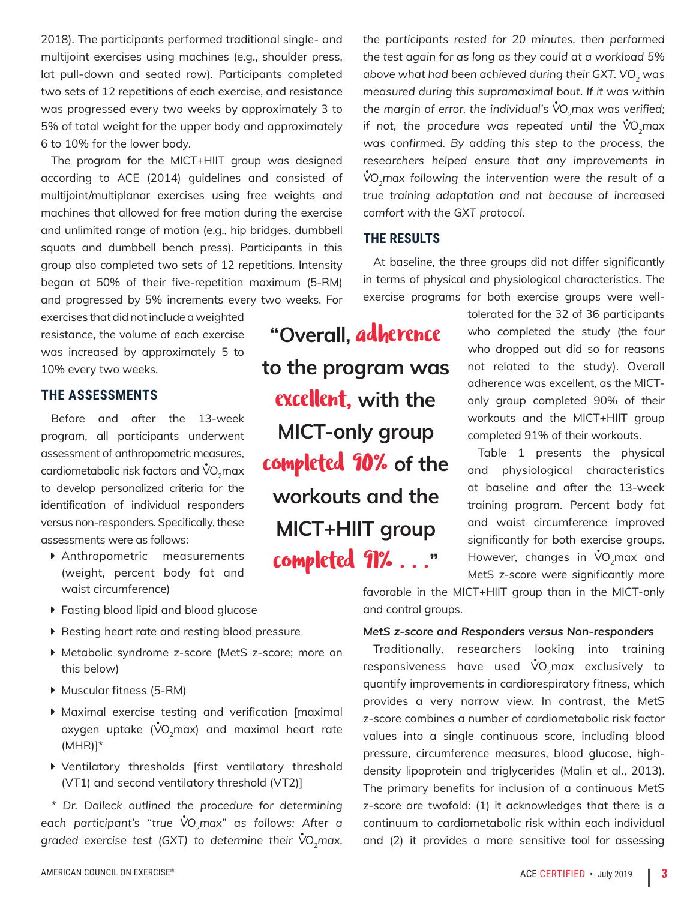2018). The participants performed traditional single- and multijoint exercises using machines (e.g., shoulder press, lat pull-down and seated row). Participants completed two sets of 12 repetitions of each exercise, and resistance was progressed every two weeks by approximately 3 to 5% of total weight for the upper body and approximately 6 to 10% for the lower body.

The program for the MICT+HIIT group was designed according to ACE (2014) guidelines and consisted of multijoint/multiplanar exercises using free weights and machines that allowed for free motion during the exercise and unlimited range of motion (e.g., hip bridges, dumbbell squats and dumbbell bench press). Participants in this group also completed two sets of 12 repetitions. Intensity began at 50% of their five-repetition maximum (5-RM) and progressed by 5% increments every two weeks. For exercises that did not include a weighted resistance, the volume of each exercise was increased by approximately 5 to 10% every two weeks.

## THE ASSESSMENTS

Before and after the 13-week program, all participants underwent assessment of anthropometric measures, cardiometabolic risk factors and $\dot{V}O_2$max to develop personalized criteria for the identification of individual responders versus non-responders. Specifically, these assessments were as follows:

- Anthropometric measurements (weight, percent body fat and waist circumference)
- Fasting blood lipid and blood glucose
- Resting heart rate and resting blood pressure
- Metabolic syndrome z-score (MetS z-score; more on this below)
- Muscular fitness (5-RM)
- Maximal exercise testing and verification [maximal oxygen uptake ($\dot{V}O_2$max) and maximal heart rate (MHR)]*
- Ventilatory thresholds [first ventilatory threshold (VT1) and second ventilatory threshold (VT2)]

*\* Dr. Dalleck outlined the procedure for determining each participant's "true $\dot{V}O_2$max" as follows: After a graded exercise test (GXT) to determine their $\dot{V}O_2$max, the participants rested for 20 minutes, then performed the test again for as long as they could at a workload 5% above what had been achieved during their GXT. $VO_2$ was measured during this supramaximal bout. If it was within the margin of error, the individual's $\dot{V}O_2$max was verified; if not, the procedure was repeated until the $\dot{V}O_2$max was confirmed. By adding this step to the process, the researchers helped ensure that any improvements in $\dot{V}O_2$max following the intervention were the result of a true training adaptation and not because of increased comfort with the GXT protocol.*

## THE RESULTS

At baseline, the three groups did not differ significantly in terms of physical and physiological characteristics. The exercise programs for both exercise groups were well-tolerated for the 32 of 36 participants who completed the study (the four who dropped out did so for reasons not related to the study). Overall adherence was excellent, as the MICT-only group completed 90% of their workouts and the MICT+HIIT group completed 91% of their workouts.

> **"Overall, adherence to the program was excellent, with the MICT-only group completed 90% of the workouts and the MICT+HIIT group completed 91% . . ."**

Table 1 presents the physical and physiological characteristics at baseline and after the 13-week training program. Percent body fat and waist circumference improved significantly for both exercise groups. However, changes in $\dot{V}O_2$max and MetS z-score were significantly more favorable in the MICT+HIIT group than in the MICT-only and control groups.

### *MetS z-score and Responders versus Non-responders*

Traditionally, researchers looking into training responsiveness have used $\dot{V}O_2$max exclusively to quantify improvements in cardiorespiratory fitness, which provides a very narrow view. In contrast, the MetS z-score combines a number of cardiometabolic risk factor values into a single continuous score, including blood pressure, circumference measures, blood glucose, high-density lipoprotein and triglycerides (Malin et al., 2013). The primary benefits for inclusion of a continuous MetS z-score are twofold: (1) it acknowledges that there is a continuum to cardiometabolic risk within each individual and (2) it provides a more sensitive tool for assessing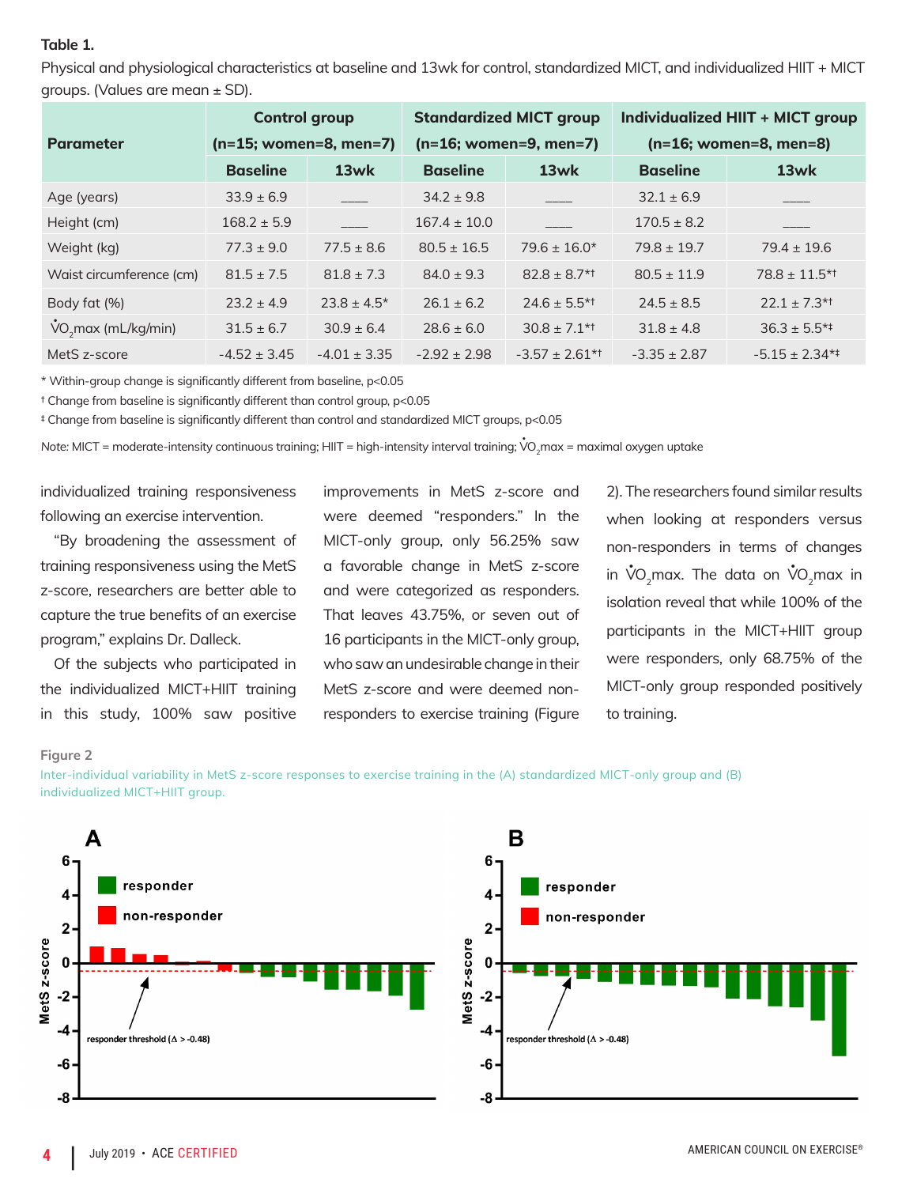**Table 1.**

Physical and physiological characteristics at baseline and 13wk for control, standardized MICT, and individualized HIIT + MICT groups. (Values are mean ± SD).

| Parameter | Control group (n=15; women=8, men=7) | | Standardized MICT group (n=16; women=9, men=7) | | Individualized HIIT + MICT group (n=16; women=8, men=8) | |
|---|---|---|---|---|---|---|
| | Baseline | 13wk | Baseline | 13wk | Baseline | 13wk |
| Age (years) | 33.9 ± 6.9 | ____ | 34.2 ± 9.8 | ____ | 32.1 ± 6.9 | ____ |
| Height (cm) | 168.2 ± 5.9 | ____ | 167.4 ± 10.0 | ____ | 170.5 ± 8.2 | ____ |
| Weight (kg) | 77.3 ± 9.0 | 77.5 ± 8.6 | 80.5 ± 16.5 | 79.6 ± 16.0* | 79.8 ± 19.7 | 79.4 ± 19.6 |
| Waist circumference (cm) | 81.5 ± 7.5 | 81.8 ± 7.3 | 84.0 ± 9.3 | 82.8 ± 8.7*† | 80.5 ± 11.9 | 78.8 ± 11.5*† |
| Body fat (%) | 23.2 ± 4.9 | 23.8 ± 4.5* | 26.1 ± 6.2 | 24.6 ± 5.5*† | 24.5 ± 8.5 | 22.1 ± 7.3*† |
| $\dot{V}O_2$max (mL/kg/min) | 31.5 ± 6.7 | 30.9 ± 6.4 | 28.6 ± 6.0 | 30.8 ± 7.1*† | 31.8 ± 4.8 | 36.3 ± 5.5*‡ |
| MetS z-score | -4.52 ± 3.45 | -4.01 ± 3.35 | -2.92 ± 2.98 | -3.57 ± 2.61*† | -3.35 ± 2.87 | -5.15 ± 2.34*‡ |

\* Within-group change is significantly different from baseline, $p<0.05$

† Change from baseline is significantly different than control group, $p<0.05$

‡ Change from baseline is significantly different than control and standardized MICT groups, $p<0.05$

*Note:* MICT = moderate-intensity continuous training; HIIT = high-intensity interval training; $\dot{V}O_2$max = maximal oxygen uptake

individualized training responsiveness following an exercise intervention.

"By broadening the assessment of training responsiveness using the MetS z-score, researchers are better able to capture the true benefits of an exercise program," explains Dr. Dalleck.

Of the subjects who participated in the individualized MICT+HIIT training in this study, 100% saw positive improvements in MetS z-score and were deemed "responders." In the MICT-only group, only 56.25% saw a favorable change in MetS z-score and were categorized as responders. That leaves 43.75%, or seven out of 16 participants in the MICT-only group, who saw an undesirable change in their MetS z-score and were deemed non-responders to exercise training (Figure 2). The researchers found similar results when looking at responders versus non-responders in terms of changes in $\dot{V}O_2$max. The data on $\dot{V}O_2$max in isolation reveal that while 100% of the participants in the MICT+HIIT group were responders, only 68.75% of the MICT-only group responded positively to training.

**Figure 2**

Inter-individual variability in MetS z-score responses to exercise training in the (A) standardized MICT-only group and (B) individualized MICT+HIIT group.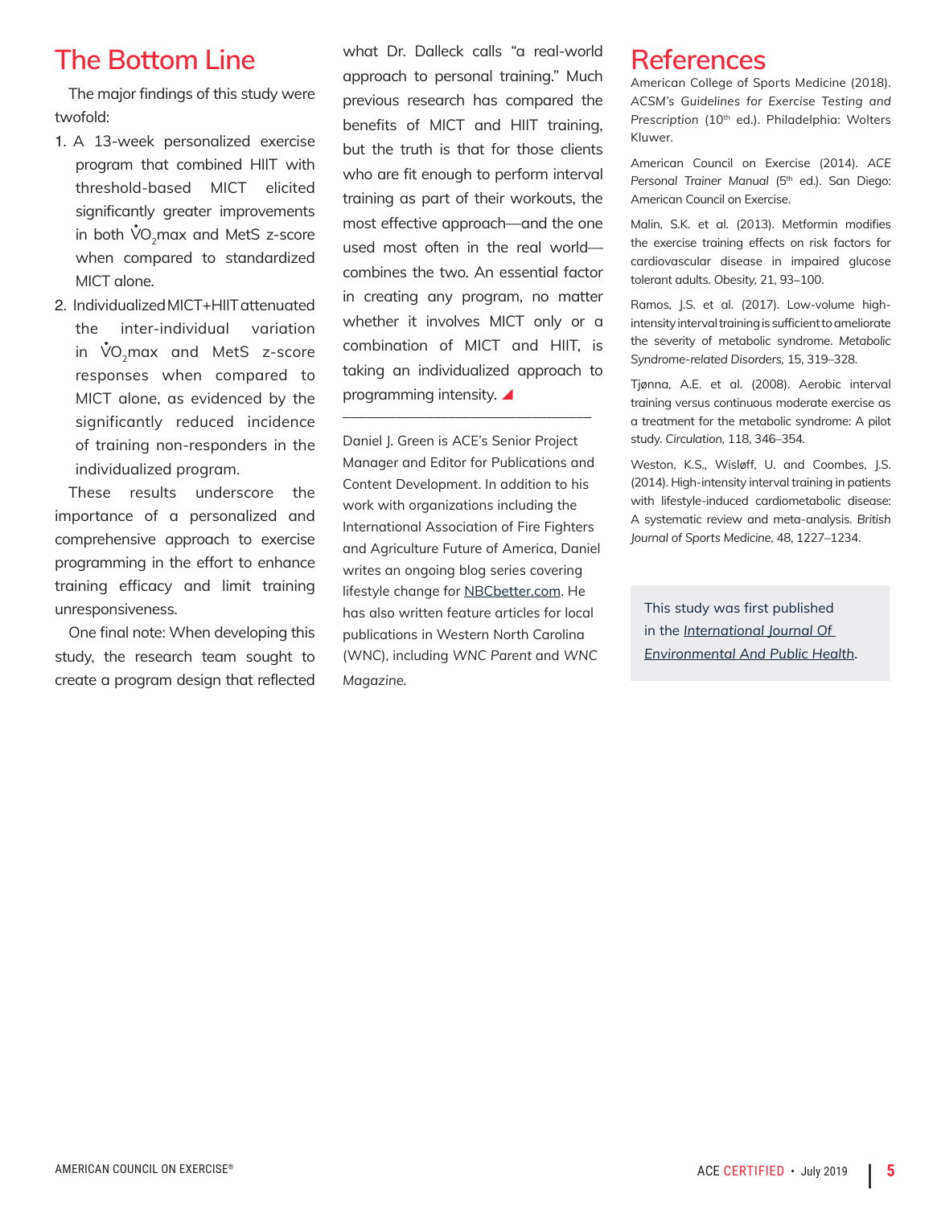## The Bottom Line

The major findings of this study were twofold:

1. A 13-week personalized exercise program that combined HIIT with threshold-based MICT elicited significantly greater improvements in both $\dot{V}O_2$max and MetS z-score when compared to standardized MICT alone.
2. Individualized MICT+HIIT attenuated the inter-individual variation in $\dot{V}O_2$max and MetS z-score responses when compared to MICT alone, as evidenced by the significantly reduced incidence of training non-responders in the individualized program.

These results underscore the importance of a personalized and comprehensive approach to exercise programming in the effort to enhance training efficacy and limit training unresponsiveness.

One final note: When developing this study, the research team sought to create a program design that reflected what Dr. Dalleck calls "a real-world approach to personal training." Much previous research has compared the benefits of MICT and HIIT training, but the truth is that for those clients who are fit enough to perform interval training as part of their workouts, the most effective approach—and the one used most often in the real world—combines the two. An essential factor in creating any program, no matter whether it involves MICT only or a combination of MICT and HIIT, is taking an individualized approach to programming intensity.

---

Daniel J. Green is ACE's Senior Project Manager and Editor for Publications and Content Development. In addition to his work with organizations including the International Association of Fire Fighters and Agriculture Future of America, Daniel writes an ongoing blog series covering lifestyle change for NBCbetter.com. He has also written feature articles for local publications in Western North Carolina (WNC), including *WNC Parent* and *WNC Magazine*.

## References

American College of Sports Medicine (2018). *ACSM's Guidelines for Exercise Testing and Prescription* (10th ed.). Philadelphia: Wolters Kluwer.

American Council on Exercise (2014). *ACE Personal Trainer Manual* (5th ed.). San Diego: American Council on Exercise.

Malin, S.K. et al. (2013). Metformin modifies the exercise training effects on risk factors for cardiovascular disease in impaired glucose tolerant adults. *Obesity*, 21, 93–100.

Ramos, J.S. et al. (2017). Low-volume high-intensity interval training is sufficient to ameliorate the severity of metabolic syndrome. *Metabolic Syndrome-related Disorders*, 15, 319–328.

Tjønna, A.E. et al. (2008). Aerobic interval training versus continuous moderate exercise as a treatment for the metabolic syndrome: A pilot study. *Circulation*, 118, 346–354.

Weston, K.S., Wisløff, U. and Coombes, J.S. (2014). High-intensity interval training in patients with lifestyle-induced cardiometabolic disease: A systematic review and meta-analysis. *British Journal of Sports Medicine*, 48, 1227–1234.

This study was first published in the *International Journal Of Environmental And Public Health*.